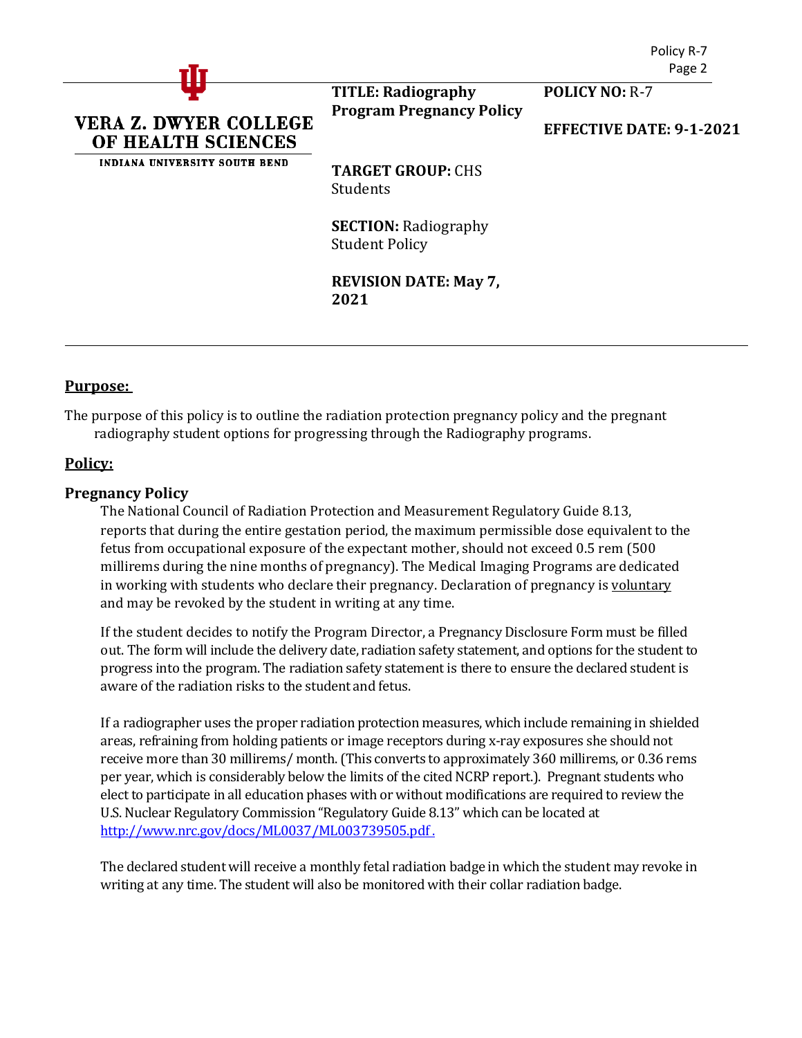**VERA Z. DWYER COLLEGE OF HEALTH SCIENCES**
INDIANA UNIVERSITY SOUTH BEND

**TITLE: Radiography Program Pregnancy Policy**

**POLICY NO:** R-7

**EFFECTIVE DATE: 9-1-2021**

**TARGET GROUP:** CHS Students

**SECTION:** Radiography Student Policy

**REVISION DATE: May 7, 2021**

---

## Purpose:

The purpose of this policy is to outline the radiation protection pregnancy policy and the pregnant radiography student options for progressing through the Radiography programs.

## Policy:

### Pregnancy Policy

The National Council of Radiation Protection and Measurement Regulatory Guide 8.13, reports that during the entire gestation period, the maximum permissible dose equivalent to the fetus from occupational exposure of the expectant mother, should not exceed 0.5 rem (500 millirems during the nine months of pregnancy). The Medical Imaging Programs are dedicated in working with students who declare their pregnancy. Declaration of pregnancy is voluntary and may be revoked by the student in writing at any time.

If the student decides to notify the Program Director, a Pregnancy Disclosure Form must be filled out. The form will include the delivery date, radiation safety statement, and options for the student to progress into the program. The radiation safety statement is there to ensure the declared student is aware of the radiation risks to the student and fetus.

If a radiographer uses the proper radiation protection measures, which include remaining in shielded areas, refraining from holding patients or image receptors during x-ray exposures she should not receive more than 30 millirems/ month. (This converts to approximately 360 millirems, or 0.36 rems per year, which is considerably below the limits of the cited NCRP report.). Pregnant students who elect to participate in all education phases with or without modifications are required to review the U.S. Nuclear Regulatory Commission "Regulatory Guide 8.13" which can be located at http://www.nrc.gov/docs/ML0037/ML003739505.pdf .

The declared student will receive a monthly fetal radiation badge in which the student may revoke in writing at any time. The student will also be monitored with their collar radiation badge.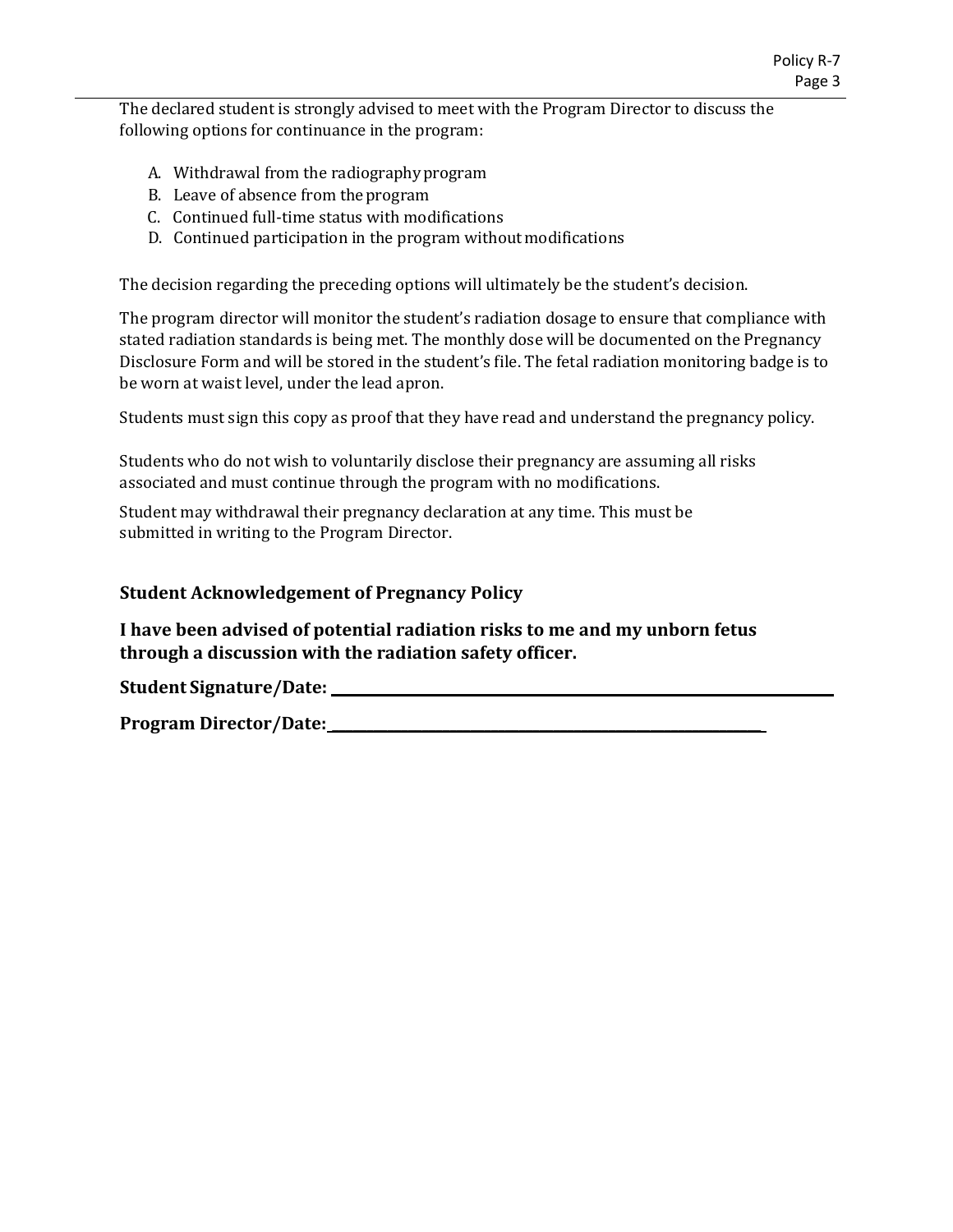The declared student is strongly advised to meet with the Program Director to discuss the following options for continuance in the program:

A. Withdrawal from the radiography program
B. Leave of absence from the program
C. Continued full-time status with modifications
D. Continued participation in the program without modifications

The decision regarding the preceding options will ultimately be the student's decision.

The program director will monitor the student's radiation dosage to ensure that compliance with stated radiation standards is being met. The monthly dose will be documented on the Pregnancy Disclosure Form and will be stored in the student's file. The fetal radiation monitoring badge is to be worn at waist level, under the lead apron.

Students must sign this copy as proof that they have read and understand the pregnancy policy.

Students who do not wish to voluntarily disclose their pregnancy are assuming all risks associated and must continue through the program with no modifications.

Student may withdrawal their pregnancy declaration at any time. This must be submitted in writing to the Program Director.

### Student Acknowledgement of Pregnancy Policy

**I have been advised of potential radiation risks to me and my unborn fetus through a discussion with the radiation safety officer.**

**Student Signature/Date:** ______________________________

**Program Director/Date:** ______________________________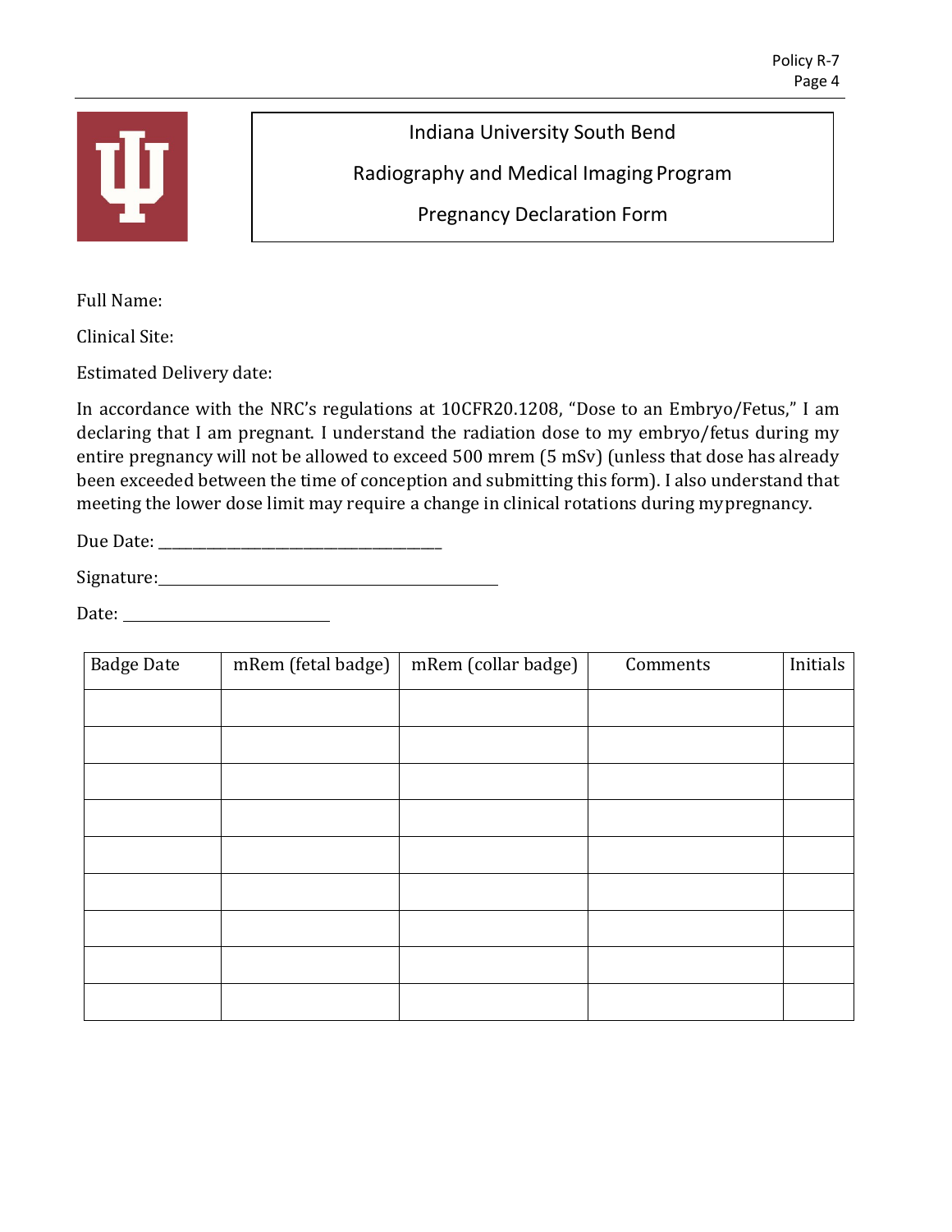# Indiana University South Bend

## Radiography and Medical Imaging Program

## Pregnancy Declaration Form

Full Name:

Clinical Site:

Estimated Delivery date:

In accordance with the NRC's regulations at 10CFR20.1208, "Dose to an Embryo/Fetus," I am declaring that I am pregnant. I understand the radiation dose to my embryo/fetus during my entire pregnancy will not be allowed to exceed 500 mrem (5 mSv) (unless that dose has already been exceeded between the time of conception and submitting this form). I also understand that meeting the lower dose limit may require a change in clinical rotations during my pregnancy.

Due Date: ___________________________________

Signature: ___________________________________

Date: ___________________________

| Badge Date | mRem (fetal badge) | mRem (collar badge) | Comments | Initials |
|---|---|---|---|---|
| | | | | |
| | | | | |
| | | | | |
| | | | | |
| | | | | |
| | | | | |
| | | | | |
| | | | | |
| | | | | |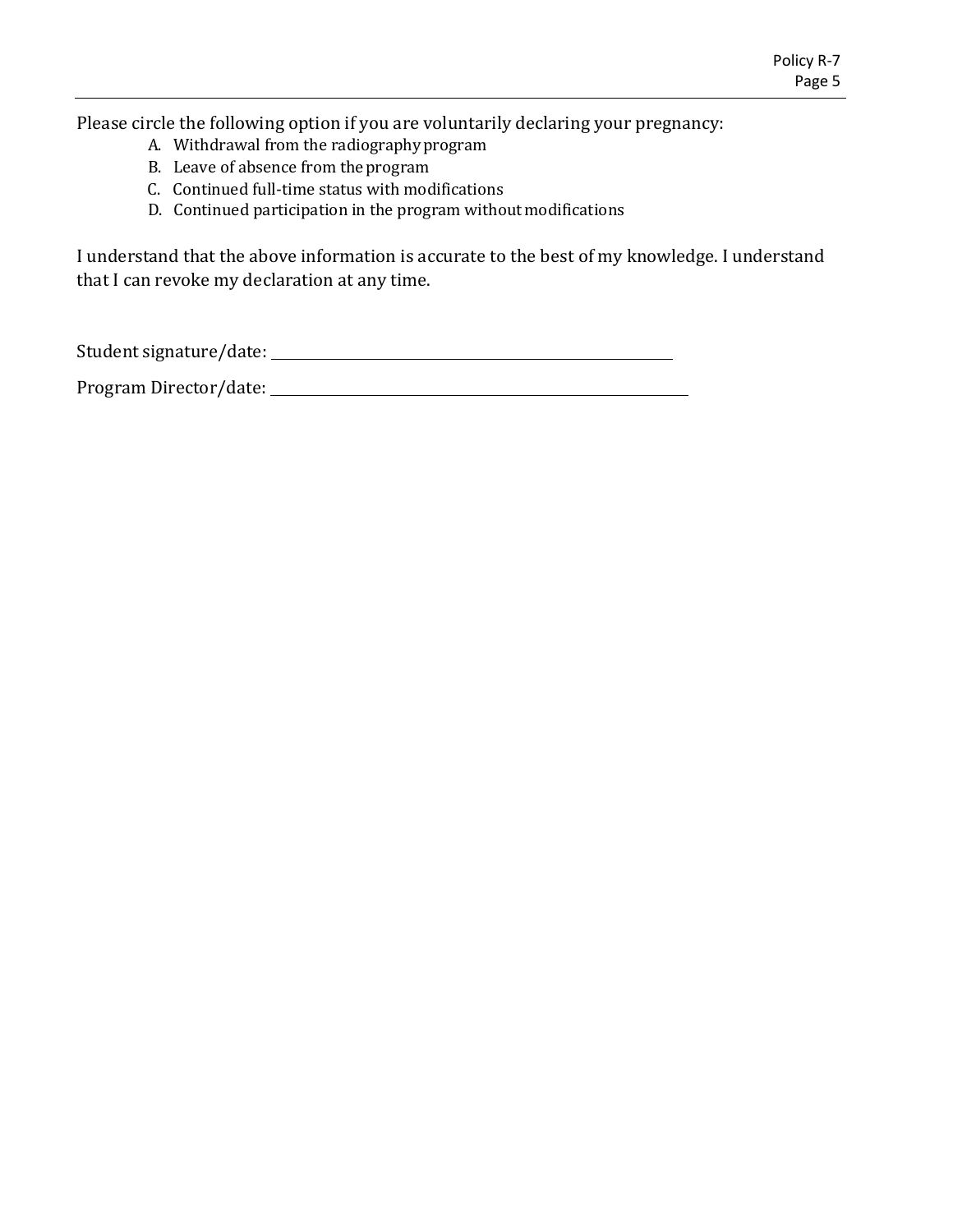Please circle the following option if you are voluntarily declaring your pregnancy:

A. Withdrawal from the radiography program
B. Leave of absence from the program
C. Continued full-time status with modifications
D. Continued participation in the program without modifications

I understand that the above information is accurate to the best of my knowledge. I understand that I can revoke my declaration at any time.

Student signature/date: ____________________________________________

Program Director/date: ____________________________________________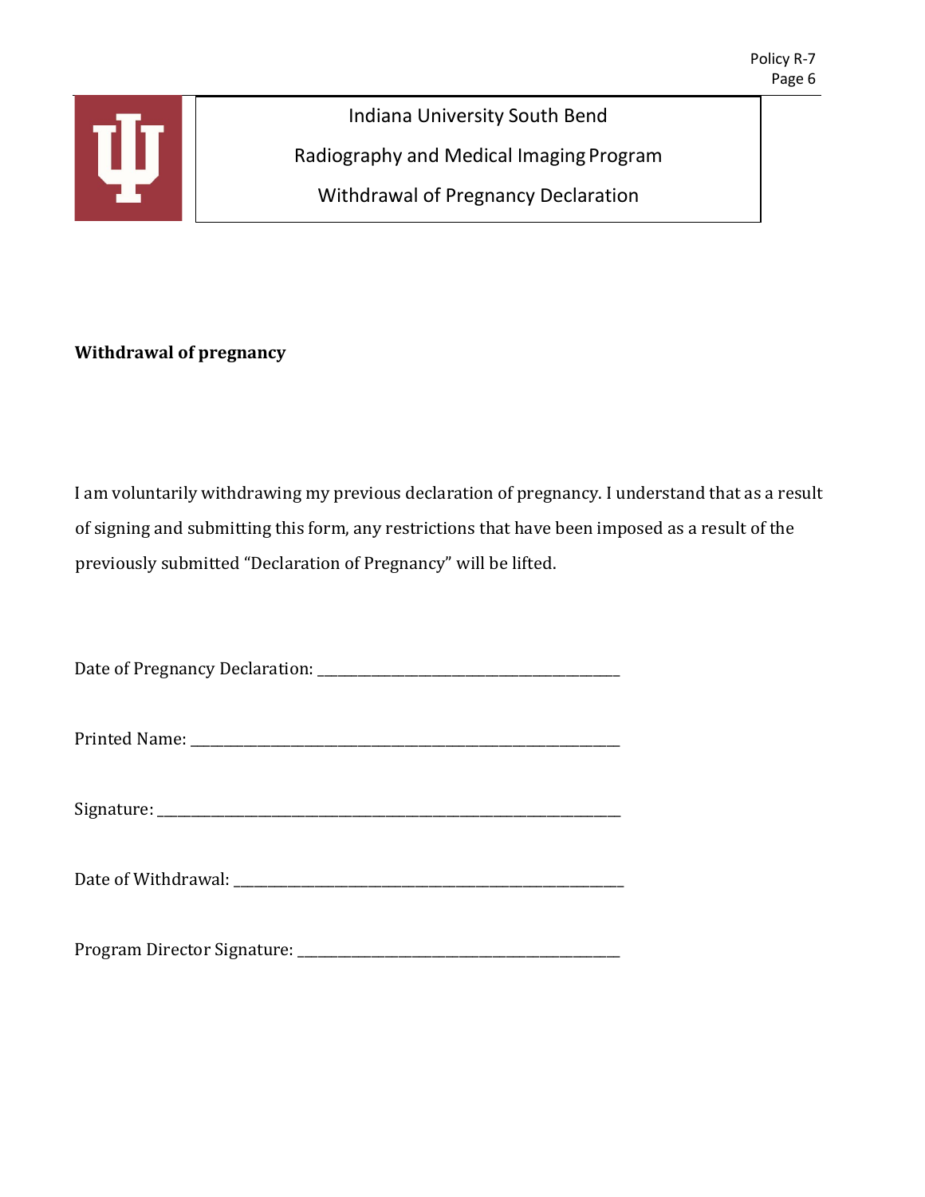Indiana University South Bend

Radiography and Medical Imaging Program

Withdrawal of Pregnancy Declaration

**Withdrawal of pregnancy**

I am voluntarily withdrawing my previous declaration of pregnancy. I understand that as a result of signing and submitting this form, any restrictions that have been imposed as a result of the previously submitted “Declaration of Pregnancy” will be lifted.

Date of Pregnancy Declaration: ________________________________________

Printed Name: ____________________________________________________

Signature: ________________________________________________________

Date of Withdrawal: ________________________________________________

Program Director Signature: _________________________________________